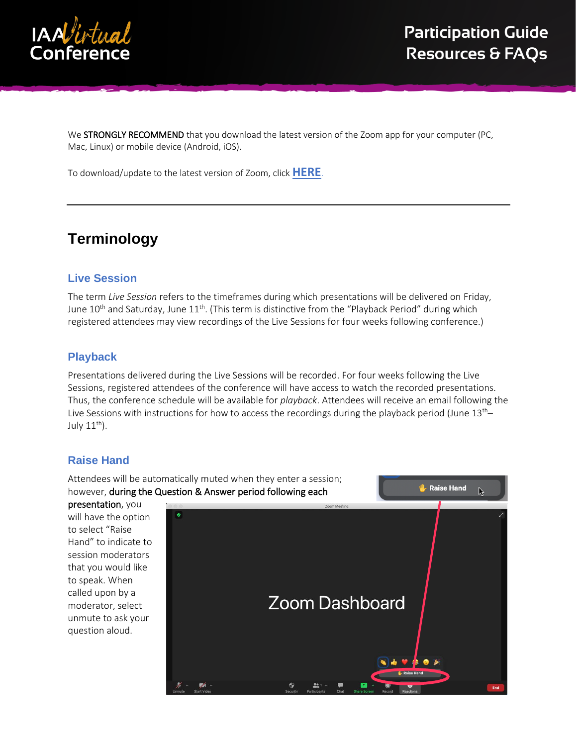# IAA Virtual Conference

## Participation Guide Resources & FAQs

We **STRONGLY RECOMMEND** that you download the latest version of the Zoom app for your computer (PC, Mac, Linux) or mobile device (Android, iOS).

To download/update to the latest version of Zoom, click **HERE**.

---

## Terminology

### Live Session

The term *Live Session* refers to the timeframes during which presentations will be delivered on Friday, June 10th and Saturday, June 11th. (This term is distinctive from the "Playback Period" during which registered attendees may view recordings of the Live Sessions for four weeks following conference.)

### Playback

Presentations delivered during the Live Sessions will be recorded. For four weeks following the Live Sessions, registered attendees of the conference will have access to watch the recorded presentations. Thus, the conference schedule will be available for *playback*. Attendees will receive an email following the Live Sessions with instructions for how to access the recordings during the playback period (June 13th–July 11th).

### Raise Hand

Attendees will be automatically muted when they enter a session; however, **during the Question & Answer period following each presentation**, you will have the option to select "Raise Hand" to indicate to session moderators that you would like to speak. When called upon by a moderator, select unmute to ask your question aloud.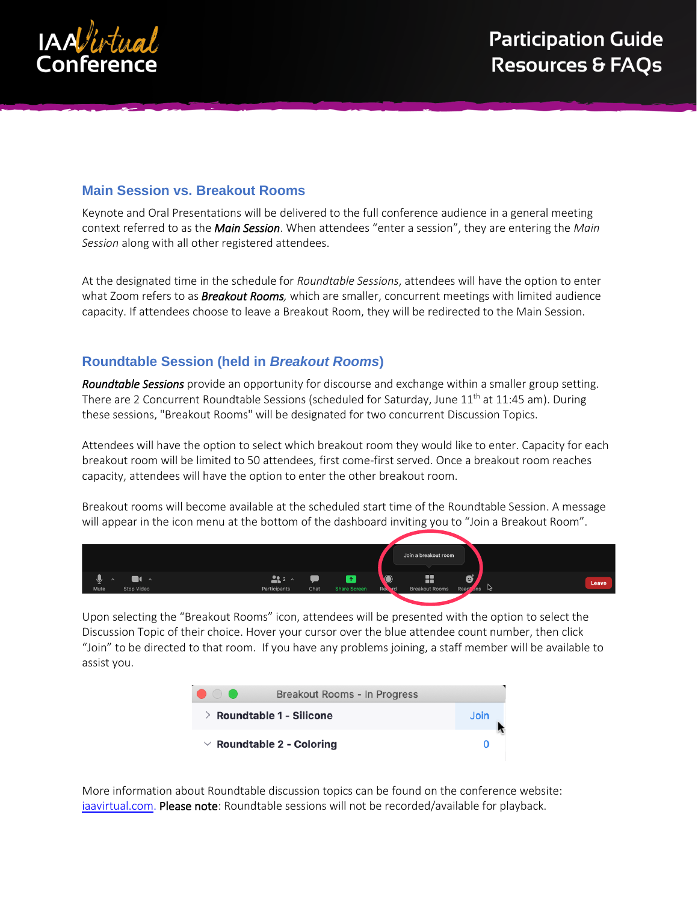## Main Session vs. Breakout Rooms

Keynote and Oral Presentations will be delivered to the full conference audience in a general meeting context referred to as the ***Main Session***. When attendees "enter a session", they are entering the *Main Session* along with all other registered attendees.

At the designated time in the schedule for *Roundtable Sessions*, attendees will have the option to enter what Zoom refers to as ***Breakout Rooms****,* which are smaller, concurrent meetings with limited audience capacity. If attendees choose to leave a Breakout Room, they will be redirected to the Main Session.

## Roundtable Session (held in *Breakout Rooms*)

***Roundtable Sessions*** provide an opportunity for discourse and exchange within a smaller group setting. There are 2 Concurrent Roundtable Sessions (scheduled for Saturday, June 11th at 11:45 am). During these sessions, "Breakout Rooms" will be designated for two concurrent Discussion Topics.

Attendees will have the option to select which breakout room they would like to enter. Capacity for each breakout room will be limited to 50 attendees, first come-first served. Once a breakout room reaches capacity, attendees will have the option to enter the other breakout room.

Breakout rooms will become available at the scheduled start time of the Roundtable Session. A message will appear in the icon menu at the bottom of the dashboard inviting you to "Join a Breakout Room".

Upon selecting the "Breakout Rooms" icon, attendees will be presented with the option to select the Discussion Topic of their choice. Hover your cursor over the blue attendee count number, then click "Join" to be directed to that room. If you have any problems joining, a staff member will be available to assist you.

More information about Roundtable discussion topics can be found on the conference website: [iaavirtual.com](iaavirtual.com). **Please note**: Roundtable sessions will not be recorded/available for playback.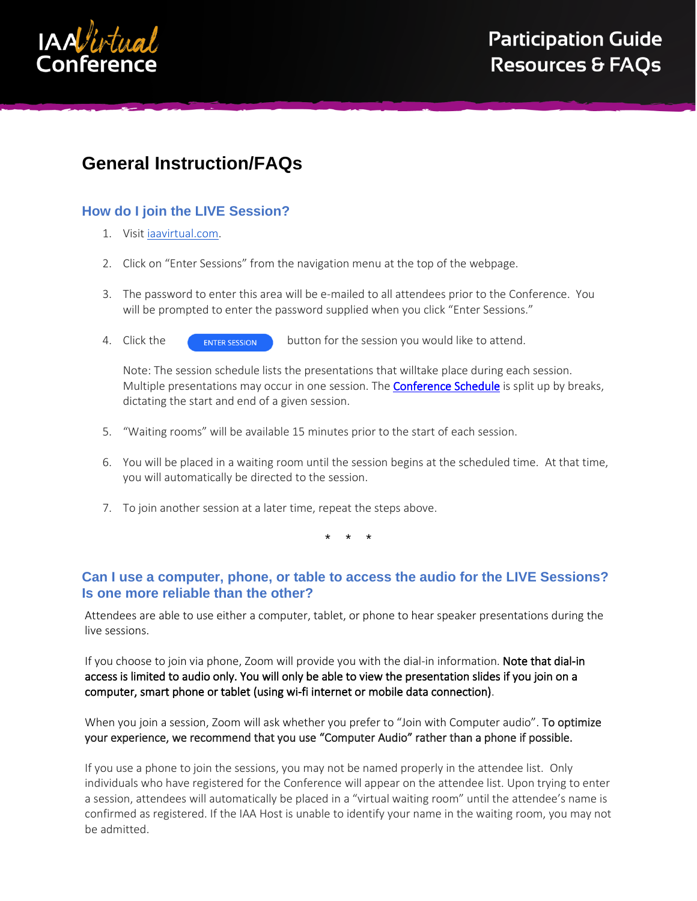# General Instruction/FAQs

## How do I join the LIVE Session?

1. Visit iaavirtual.com.

2. Click on "Enter Sessions" from the navigation menu at the top of the webpage.

3. The password to enter this area will be e-mailed to all attendees prior to the Conference. You will be prompted to enter the password supplied when you click "Enter Sessions."

4. Click the ENTER SESSION button for the session you would like to attend.

   Note: The session schedule lists the presentations that willtake place during each session. Multiple presentations may occur in one session. The Conference Schedule is split up by breaks, dictating the start and end of a given session.

5. "Waiting rooms" will be available 15 minutes prior to the start of each session.

6. You will be placed in a waiting room until the session begins at the scheduled time. At that time, you will automatically be directed to the session.

7. To join another session at a later time, repeat the steps above.

\* \* \*

## Can I use a computer, phone, or table to access the audio for the LIVE Sessions? Is one more reliable than the other?

Attendees are able to use either a computer, tablet, or phone to hear speaker presentations during the live sessions.

If you choose to join via phone, Zoom will provide you with the dial-in information. **Note that dial-in access is limited to audio only. You will only be able to view the presentation slides if you join on a computer, smart phone or tablet (using wi-fi internet or mobile data connection)**.

When you join a session, Zoom will ask whether you prefer to "Join with Computer audio". **To optimize your experience, we recommend that you use "Computer Audio" rather than a phone if possible.**

If you use a phone to join the sessions, you may not be named properly in the attendee list. Only individuals who have registered for the Conference will appear on the attendee list. Upon trying to enter a session, attendees will automatically be placed in a "virtual waiting room" until the attendee's name is confirmed as registered. If the IAA Host is unable to identify your name in the waiting room, you may not be admitted.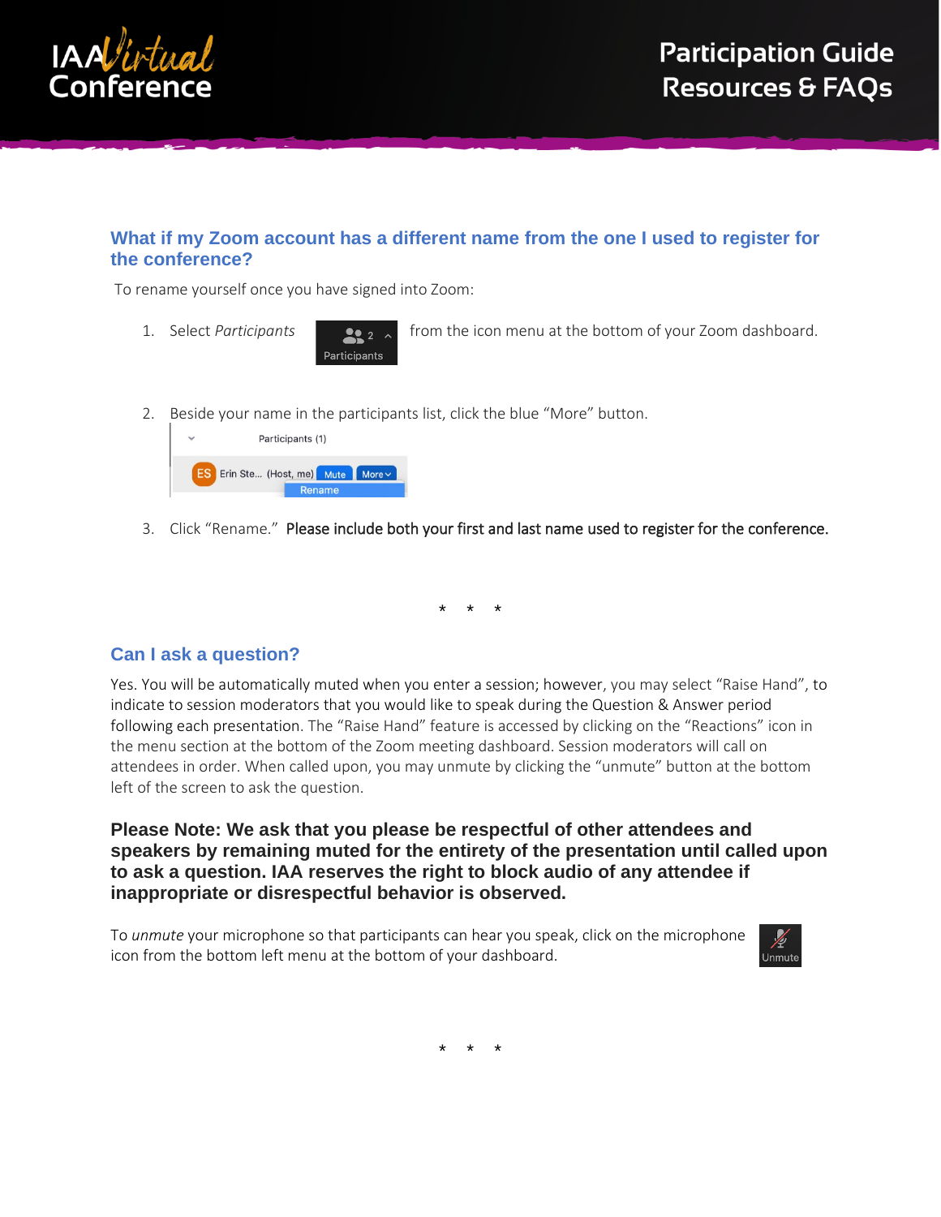## What if my Zoom account has a different name from the one I used to register for the conference?

To rename yourself once you have signed into Zoom:

1. Select *Participants* from the icon menu at the bottom of your Zoom dashboard.

2. Beside your name in the participants list, click the blue "More" button.

3. Click "Rename." **Please include both your first and last name used to register for the conference.**

\* \* \*

## Can I ask a question?

Yes. You will be automatically muted when you enter a session; however, you may select "Raise Hand", to indicate to session moderators that you would like to speak during the Question & Answer period following each presentation. The "Raise Hand" feature is accessed by clicking on the "Reactions" icon in the menu section at the bottom of the Zoom meeting dashboard. Session moderators will call on attendees in order. When called upon, you may unmute by clicking the "unmute" button at the bottom left of the screen to ask the question.

**Please Note: We ask that you please be respectful of other attendees and speakers by remaining muted for the entirety of the presentation until called upon to ask a question. IAA reserves the right to block audio of any attendee if inappropriate or disrespectful behavior is observed.**

To *unmute* your microphone so that participants can hear you speak, click on the microphone icon from the bottom left menu at the bottom of your dashboard.

\* \* \*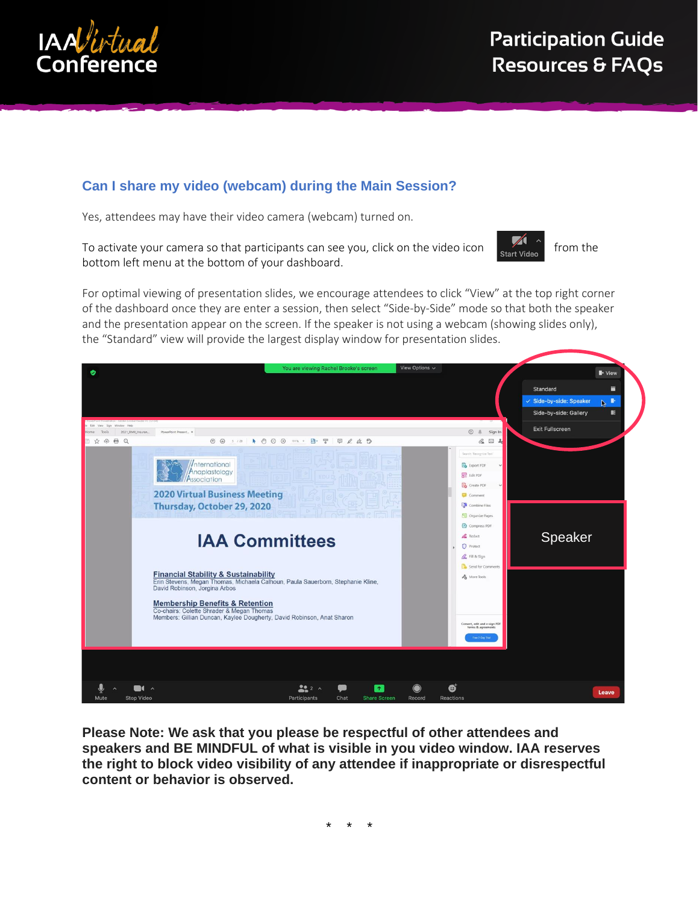## Can I share my video (webcam) during the Main Session?

Yes, attendees may have their video camera (webcam) turned on.

To activate your camera so that participants can see you, click on the video icon Start Video from the bottom left menu at the bottom of your dashboard.

For optimal viewing of presentation slides, we encourage attendees to click "View" at the top right corner of the dashboard once they are enter a session, then select "Side-by-Side" mode so that both the speaker and the presentation appear on the screen. If the speaker is not using a webcam (showing slides only), the "Standard" view will provide the largest display window for presentation slides.

**Please Note: We ask that you please be respectful of other attendees and speakers and BE MINDFUL of what is visible in you video window. IAA reserves the right to block video visibility of any attendee if inappropriate or disrespectful content or behavior is observed.**

\* \* \*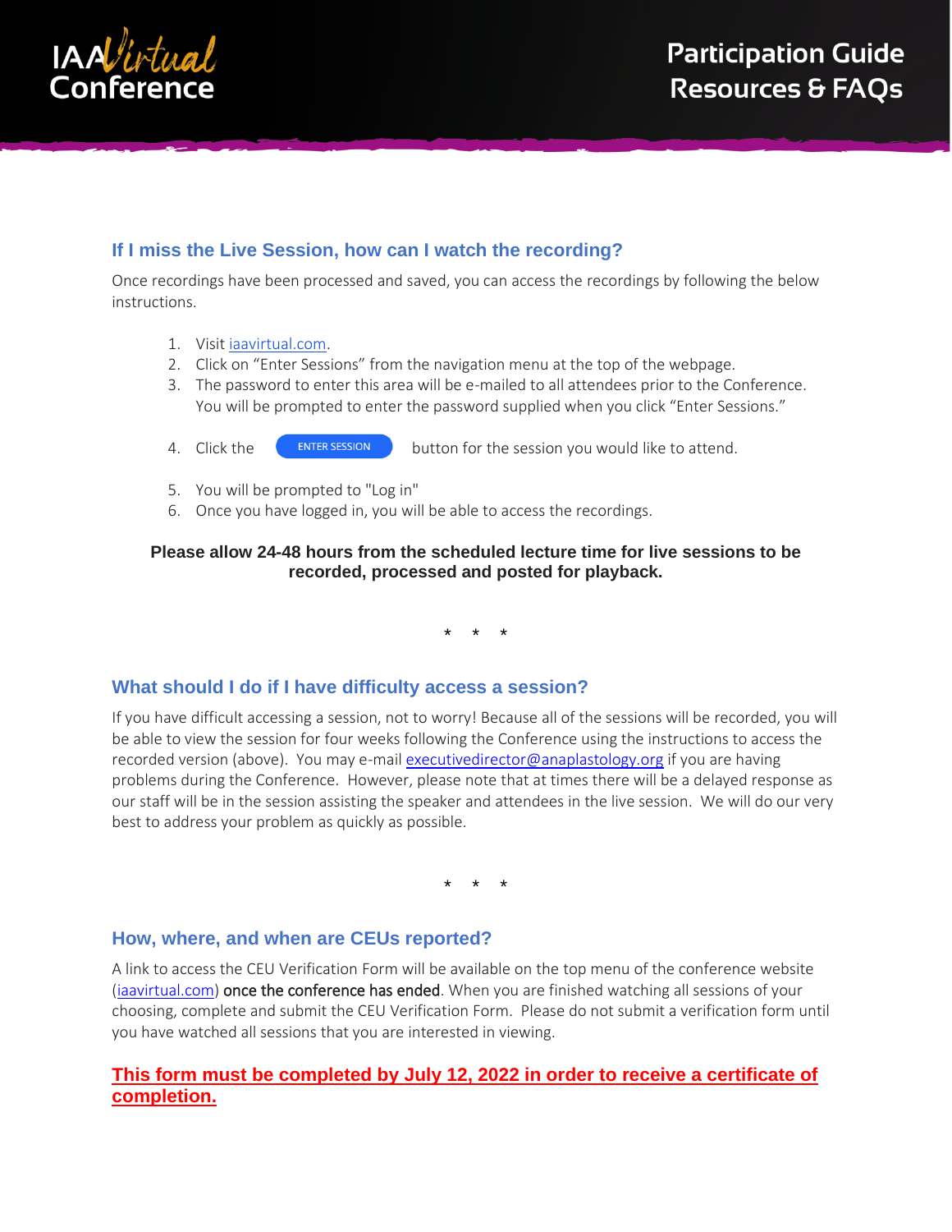## If I miss the Live Session, how can I watch the recording?

Once recordings have been processed and saved, you can access the recordings by following the below instructions.

1. Visit [iaavirtual.com](iaavirtual.com).
2. Click on "Enter Sessions" from the navigation menu at the top of the webpage.
3. The password to enter this area will be e-mailed to all attendees prior to the Conference. You will be prompted to enter the password supplied when you click "Enter Sessions."
4. Click the ENTER SESSION button for the session you would like to attend.
5. You will be prompted to "Log in"
6. Once you have logged in, you will be able to access the recordings.

**Please allow 24-48 hours from the scheduled lecture time for live sessions to be recorded, processed and posted for playback.**

\* \* \*

## What should I do if I have difficulty access a session?

If you have difficult accessing a session, not to worry! Because all of the sessions will be recorded, you will be able to view the session for four weeks following the Conference using the instructions to access the recorded version (above). You may e-mail [executivedirector@anaplastology.org](mailto:executivedirector@anaplastology.org) if you are having problems during the Conference. However, please note that at times there will be a delayed response as our staff will be in the session assisting the speaker and attendees in the live session. We will do our very best to address your problem as quickly as possible.

\* \* \*

## How, where, and when are CEUs reported?

A link to access the CEU Verification Form will be available on the top menu of the conference website ([iaavirtual.com](iaavirtual.com)) once the conference has ended. When you are finished watching all sessions of your choosing, complete and submit the CEU Verification Form. Please do not submit a verification form until you have watched all sessions that you are interested in viewing.

**This form must be completed by July 12, 2022 in order to receive a certificate of completion.**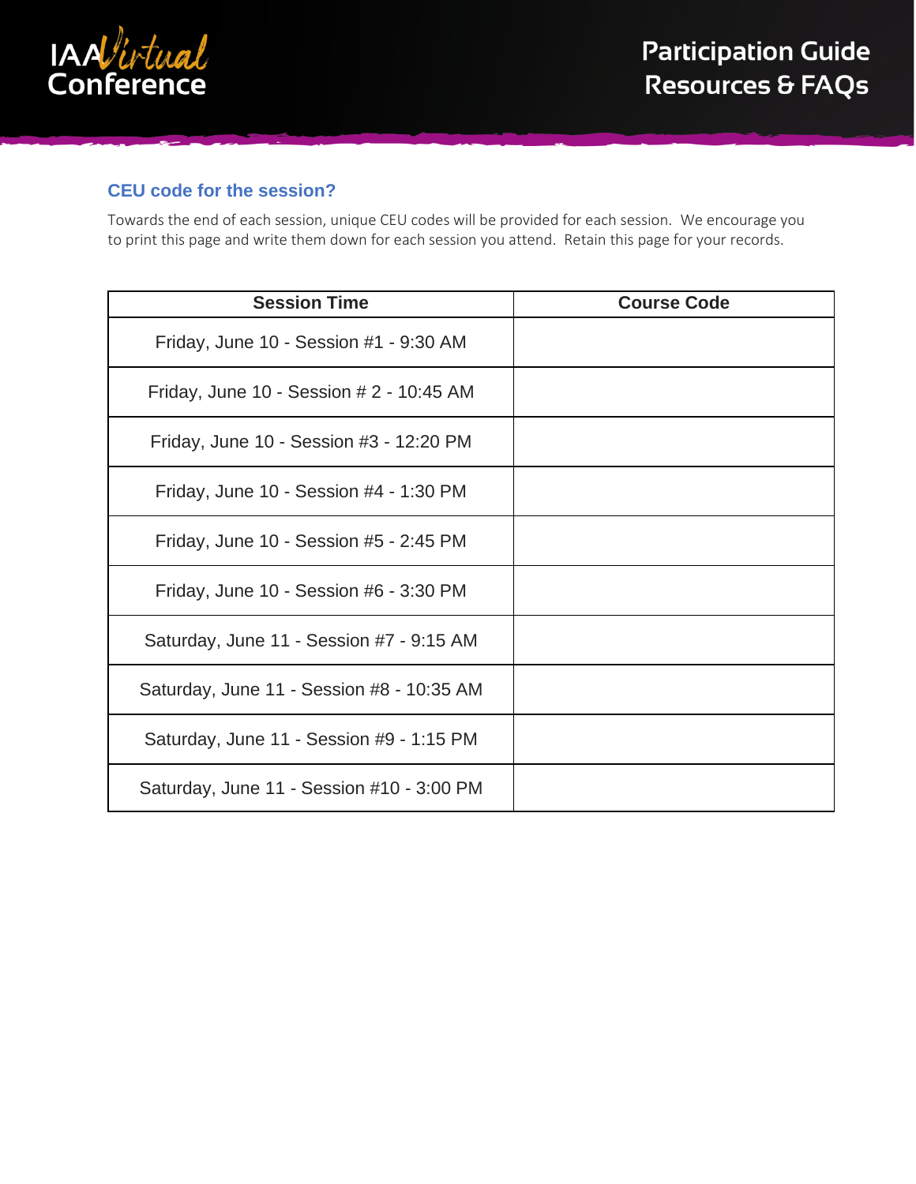## CEU code for the session?

Towards the end of each session, unique CEU codes will be provided for each session. We encourage you to print this page and write them down for each session you attend. Retain this page for your records.

| Session Time | Course Code |
|---|---|
| Friday, June 10 - Session #1 - 9:30 AM | |
| Friday, June 10 - Session # 2 - 10:45 AM | |
| Friday, June 10 - Session #3 - 12:20 PM | |
| Friday, June 10 - Session #4 - 1:30 PM | |
| Friday, June 10 - Session #5 - 2:45 PM | |
| Friday, June 10 - Session #6 - 3:30 PM | |
| Saturday, June 11 - Session #7 - 9:15 AM | |
| Saturday, June 11 - Session #8 - 10:35 AM | |
| Saturday, June 11 - Session #9 - 1:15 PM | |
| Saturday, June 11 - Session #10 - 3:00 PM | |